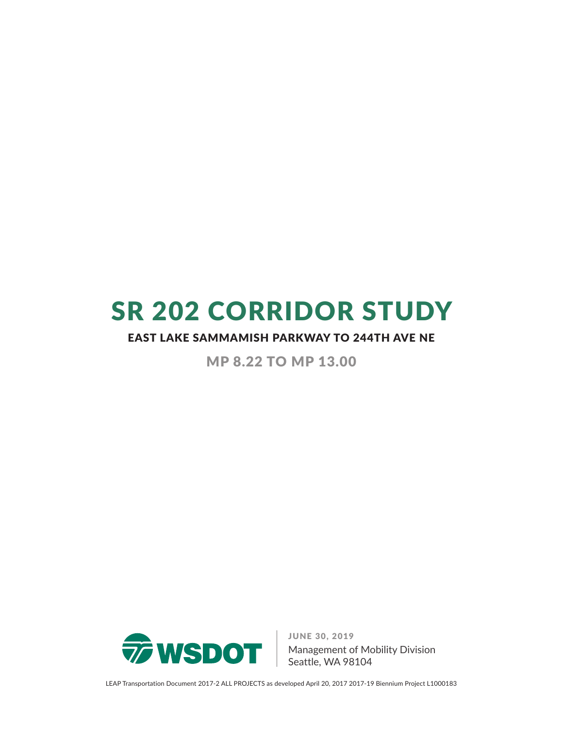# SR 202 CORRIDOR STUDY

## EAST LAKE SAMMAMISH PARKWAY TO 244TH AVE NE

### MP 8.22 TO MP 13.00

WSDOT

JUNE 30, 2019
Management of Mobility Division
Seattle, WA 98104

LEAP Transportation Document 2017-2 ALL PROJECTS as developed April 20, 2017 2017-19 Biennium Project L1000183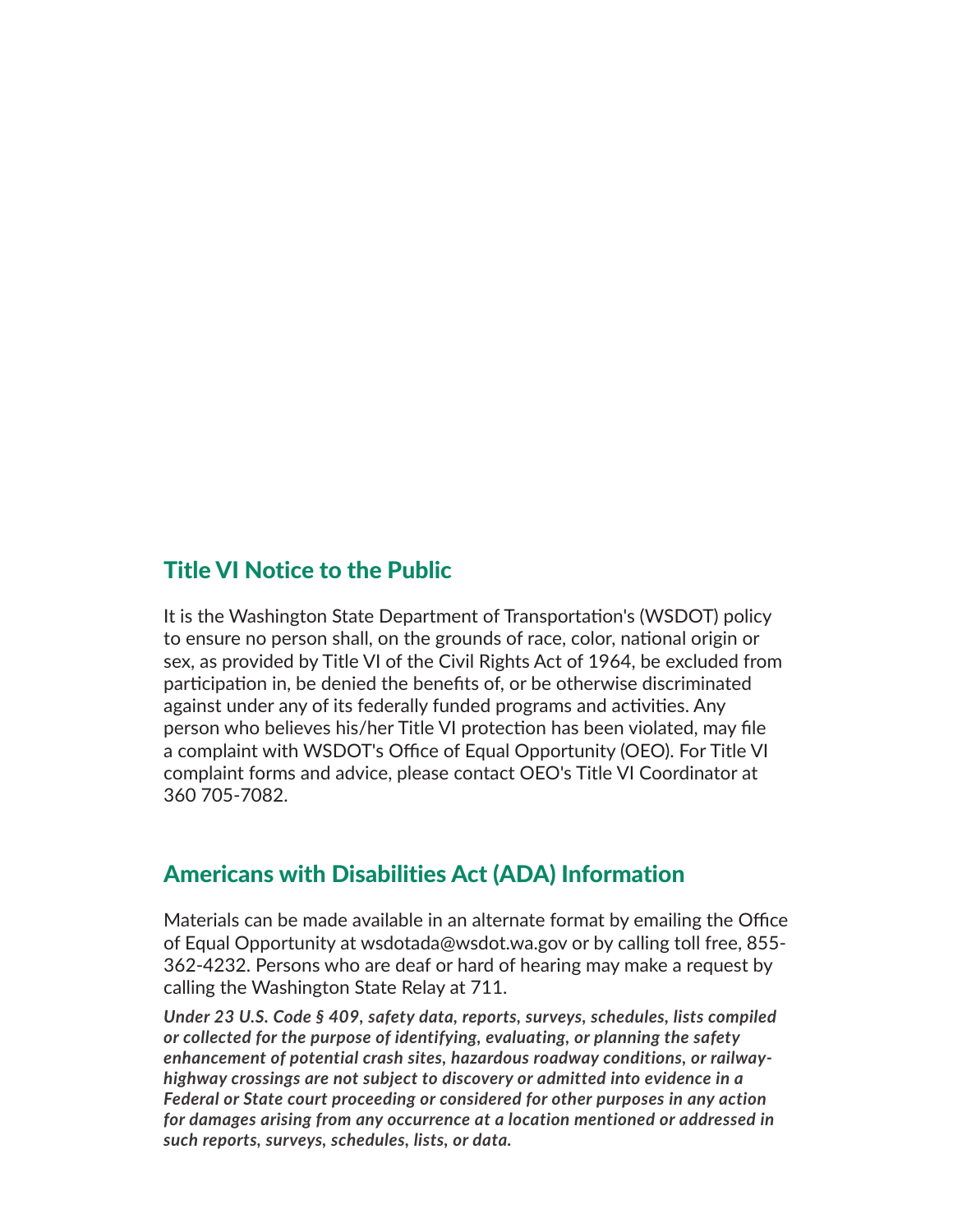## Title VI Notice to the Public

It is the Washington State Department of Transportation's (WSDOT) policy to ensure no person shall, on the grounds of race, color, national origin or sex, as provided by Title VI of the Civil Rights Act of 1964, be excluded from participation in, be denied the benefits of, or be otherwise discriminated against under any of its federally funded programs and activities. Any person who believes his/her Title VI protection has been violated, may file a complaint with WSDOT's Office of Equal Opportunity (OEO). For Title VI complaint forms and advice, please contact OEO's Title VI Coordinator at 360 705-7082.

## Americans with Disabilities Act (ADA) Information

Materials can be made available in an alternate format by emailing the Office of Equal Opportunity at wsdotada@wsdot.wa.gov or by calling toll free, 855-362-4232. Persons who are deaf or hard of hearing may make a request by calling the Washington State Relay at 711.

***Under 23 U.S. Code § 409, safety data, reports, surveys, schedules, lists compiled or collected for the purpose of identifying, evaluating, or planning the safety enhancement of potential crash sites, hazardous roadway conditions, or railway-highway crossings are not subject to discovery or admitted into evidence in a Federal or State court proceeding or considered for other purposes in any action for damages arising from any occurrence at a location mentioned or addressed in such reports, surveys, schedules, lists, or data.***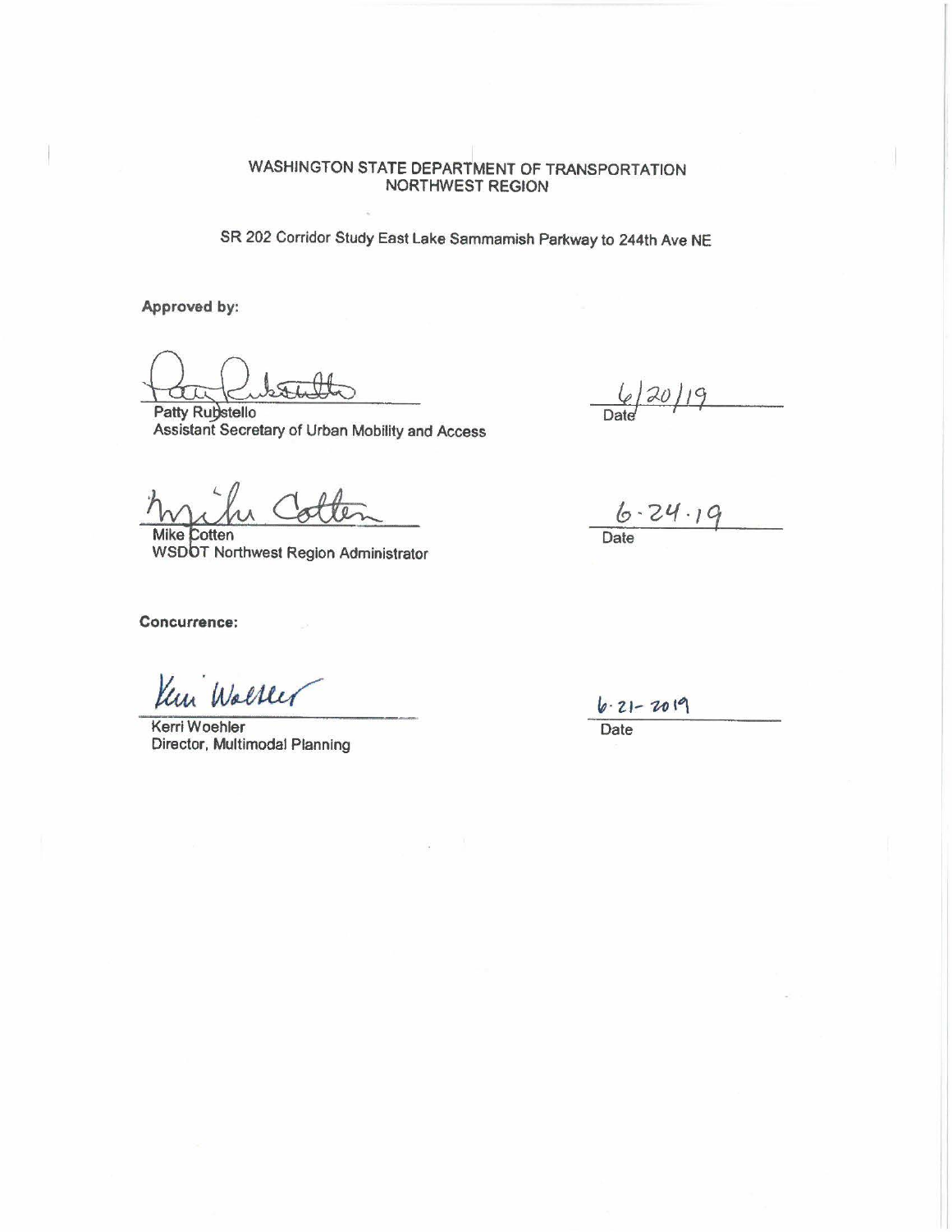WASHINGTON STATE DEPARTMENT OF TRANSPORTATION
NORTHWEST REGION

SR 202 Corridor Study East Lake Sammamish Parkway to 244th Ave NE

**Approved by:**

Patty Rubstello
Assistant Secretary of Urban Mobility and Access

Date: 6/20/19

Mike Cotten
WSDOT Northwest Region Administrator

Date: 6·24·19

**Concurrence:**

Kerri Woehler
Director, Multimodal Planning

Date: 6-21-2019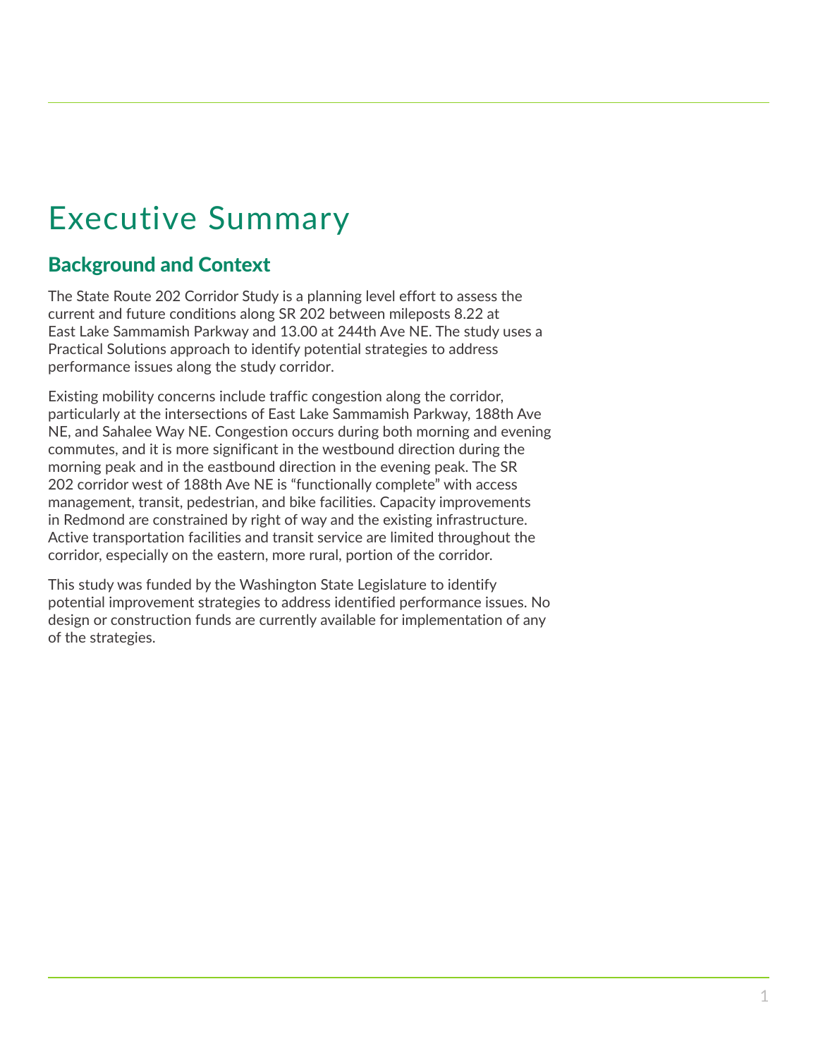# Executive Summary

## Background and Context

The State Route 202 Corridor Study is a planning level effort to assess the current and future conditions along SR 202 between mileposts 8.22 at East Lake Sammamish Parkway and 13.00 at 244th Ave NE. The study uses a Practical Solutions approach to identify potential strategies to address performance issues along the study corridor.

Existing mobility concerns include traffic congestion along the corridor, particularly at the intersections of East Lake Sammamish Parkway, 188th Ave NE, and Sahalee Way NE. Congestion occurs during both morning and evening commutes, and it is more significant in the westbound direction during the morning peak and in the eastbound direction in the evening peak. The SR 202 corridor west of 188th Ave NE is "functionally complete" with access management, transit, pedestrian, and bike facilities. Capacity improvements in Redmond are constrained by right of way and the existing infrastructure. Active transportation facilities and transit service are limited throughout the corridor, especially on the eastern, more rural, portion of the corridor.

This study was funded by the Washington State Legislature to identify potential improvement strategies to address identified performance issues. No design or construction funds are currently available for implementation of any of the strategies.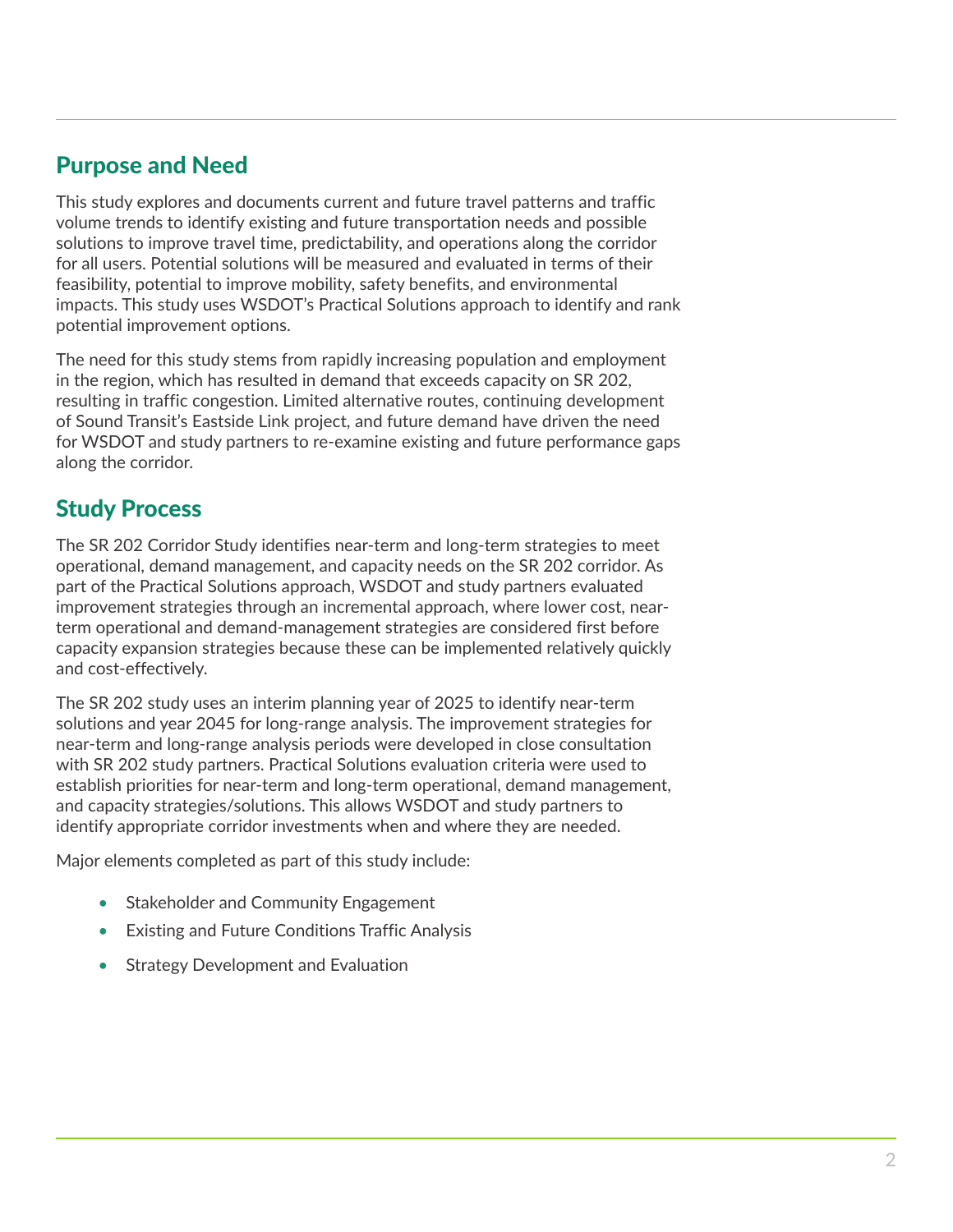## Purpose and Need

This study explores and documents current and future travel patterns and traffic volume trends to identify existing and future transportation needs and possible solutions to improve travel time, predictability, and operations along the corridor for all users. Potential solutions will be measured and evaluated in terms of their feasibility, potential to improve mobility, safety benefits, and environmental impacts. This study uses WSDOT's Practical Solutions approach to identify and rank potential improvement options.

The need for this study stems from rapidly increasing population and employment in the region, which has resulted in demand that exceeds capacity on SR 202, resulting in traffic congestion. Limited alternative routes, continuing development of Sound Transit's Eastside Link project, and future demand have driven the need for WSDOT and study partners to re-examine existing and future performance gaps along the corridor.

## Study Process

The SR 202 Corridor Study identifies near-term and long-term strategies to meet operational, demand management, and capacity needs on the SR 202 corridor. As part of the Practical Solutions approach, WSDOT and study partners evaluated improvement strategies through an incremental approach, where lower cost, near-term operational and demand-management strategies are considered first before capacity expansion strategies because these can be implemented relatively quickly and cost-effectively.

The SR 202 study uses an interim planning year of 2025 to identify near-term solutions and year 2045 for long-range analysis. The improvement strategies for near-term and long-range analysis periods were developed in close consultation with SR 202 study partners. Practical Solutions evaluation criteria were used to establish priorities for near-term and long-term operational, demand management, and capacity strategies/solutions. This allows WSDOT and study partners to identify appropriate corridor investments when and where they are needed.

Major elements completed as part of this study include:

- Stakeholder and Community Engagement
- Existing and Future Conditions Traffic Analysis
- Strategy Development and Evaluation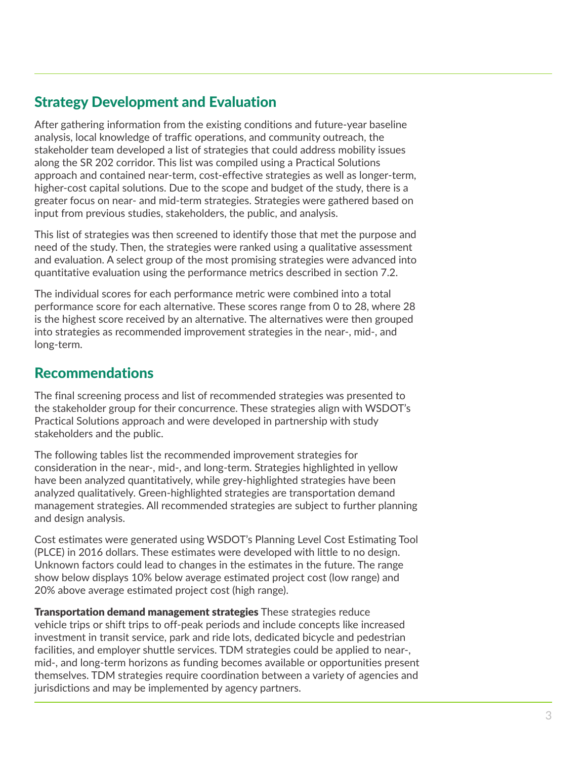## Strategy Development and Evaluation

After gathering information from the existing conditions and future-year baseline analysis, local knowledge of traffic operations, and community outreach, the stakeholder team developed a list of strategies that could address mobility issues along the SR 202 corridor. This list was compiled using a Practical Solutions approach and contained near-term, cost-effective strategies as well as longer-term, higher-cost capital solutions. Due to the scope and budget of the study, there is a greater focus on near- and mid-term strategies. Strategies were gathered based on input from previous studies, stakeholders, the public, and analysis.

This list of strategies was then screened to identify those that met the purpose and need of the study. Then, the strategies were ranked using a qualitative assessment and evaluation. A select group of the most promising strategies were advanced into quantitative evaluation using the performance metrics described in section 7.2.

The individual scores for each performance metric were combined into a total performance score for each alternative. These scores range from 0 to 28, where 28 is the highest score received by an alternative. The alternatives were then grouped into strategies as recommended improvement strategies in the near-, mid-, and long-term.

## Recommendations

The final screening process and list of recommended strategies was presented to the stakeholder group for their concurrence. These strategies align with WSDOT's Practical Solutions approach and were developed in partnership with study stakeholders and the public.

The following tables list the recommended improvement strategies for consideration in the near-, mid-, and long-term. Strategies highlighted in yellow have been analyzed quantitatively, while grey-highlighted strategies have been analyzed qualitatively. Green-highlighted strategies are transportation demand management strategies. All recommended strategies are subject to further planning and design analysis.

Cost estimates were generated using WSDOT's Planning Level Cost Estimating Tool (PLCE) in 2016 dollars. These estimates were developed with little to no design. Unknown factors could lead to changes in the estimates in the future. The range show below displays 10% below average estimated project cost (low range) and 20% above average estimated project cost (high range).

**Transportation demand management strategies** These strategies reduce vehicle trips or shift trips to off-peak periods and include concepts like increased investment in transit service, park and ride lots, dedicated bicycle and pedestrian facilities, and employer shuttle services. TDM strategies could be applied to near-, mid-, and long-term horizons as funding becomes available or opportunities present themselves. TDM strategies require coordination between a variety of agencies and jurisdictions and may be implemented by agency partners.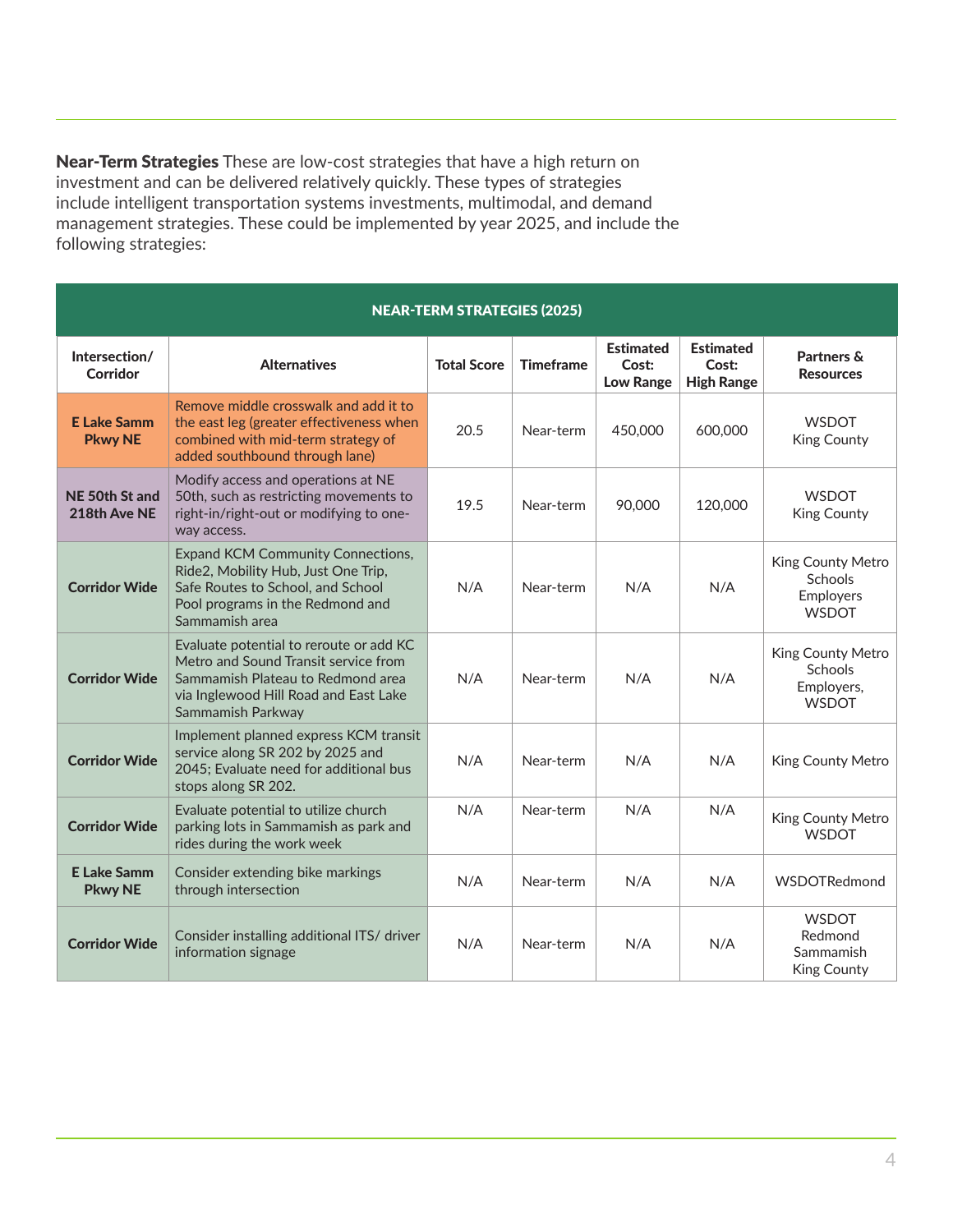**Near-Term Strategies** These are low-cost strategies that have a high return on investment and can be delivered relatively quickly. These types of strategies include intelligent transportation systems investments, multimodal, and demand management strategies. These could be implemented by year 2025, and include the following strategies:

| NEAR-TERM STRATEGIES (2025) | | | | | | |
|---|---|---|---|---|---|---|
| **Intersection/ Corridor** | **Alternatives** | **Total Score** | **Timeframe** | **Estimated Cost: Low Range** | **Estimated Cost: High Range** | **Partners & Resources** |
| **E Lake Samm Pkwy NE** | Remove middle crosswalk and add it to the east leg (greater effectiveness when combined with mid-term strategy of added southbound through lane) | 20.5 | Near-term | 450,000 | 600,000 | WSDOT King County |
| **NE 50th St and 218th Ave NE** | Modify access and operations at NE 50th, such as restricting movements to right-in/right-out or modifying to one-way access. | 19.5 | Near-term | 90,000 | 120,000 | WSDOT King County |
| **Corridor Wide** | Expand KCM Community Connections, Ride2, Mobility Hub, Just One Trip, Safe Routes to School, and School Pool programs in the Redmond and Sammamish area | N/A | Near-term | N/A | N/A | King County Metro Schools Employers WSDOT |
| **Corridor Wide** | Evaluate potential to reroute or add KC Metro and Sound Transit service from Sammamish Plateau to Redmond area via Inglewood Hill Road and East Lake Sammamish Parkway | N/A | Near-term | N/A | N/A | King County Metro Schools Employers, WSDOT |
| **Corridor Wide** | Implement planned express KCM transit service along SR 202 by 2025 and 2045; Evaluate need for additional bus stops along SR 202. | N/A | Near-term | N/A | N/A | King County Metro |
| **Corridor Wide** | Evaluate potential to utilize church parking lots in Sammamish as park and rides during the work week | N/A | Near-term | N/A | N/A | King County Metro WSDOT |
| **E Lake Samm Pkwy NE** | Consider extending bike markings through intersection | N/A | Near-term | N/A | N/A | WSDOTRedmond |
| **Corridor Wide** | Consider installing additional ITS/ driver information signage | N/A | Near-term | N/A | N/A | WSDOT Redmond Sammamish King County |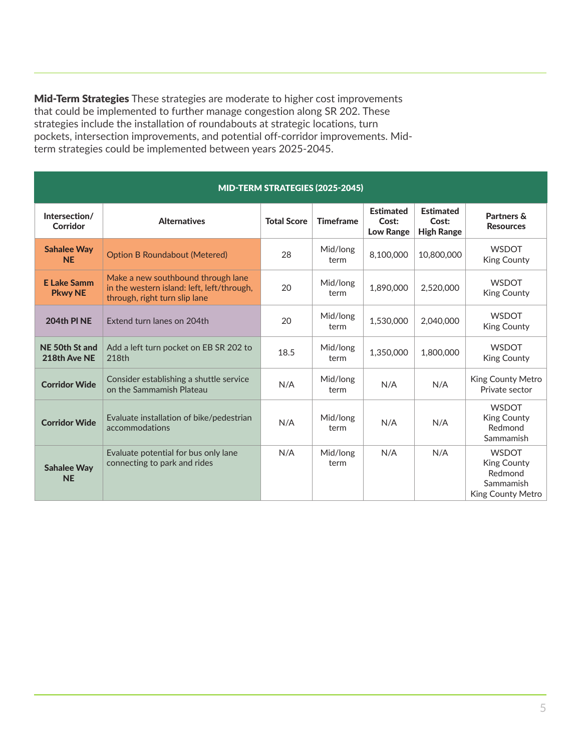**Mid-Term Strategies** These strategies are moderate to higher cost improvements that could be implemented to further manage congestion along SR 202. These strategies include the installation of roundabouts at strategic locations, turn pockets, intersection improvements, and potential off-corridor improvements. Mid-term strategies could be implemented between years 2025-2045.

| MID-TERM STRATEGIES (2025-2045) | | | | | | |
|---|---|---|---|---|---|---|
| **Intersection/ Corridor** | **Alternatives** | **Total Score** | **Timeframe** | **Estimated Cost: Low Range** | **Estimated Cost: High Range** | **Partners & Resources** |
| **Sahalee Way NE** | Option B Roundabout (Metered) | 28 | Mid/long term | 8,100,000 | 10,800,000 | WSDOT King County |
| **E Lake Samm Pkwy NE** | Make a new southbound through lane in the western island: left, left/through, through, right turn slip lane | 20 | Mid/long term | 1,890,000 | 2,520,000 | WSDOT King County |
| **204th Pl NE** | Extend turn lanes on 204th | 20 | Mid/long term | 1,530,000 | 2,040,000 | WSDOT King County |
| **NE 50th St and 218th Ave NE** | Add a left turn pocket on EB SR 202 to 218th | 18.5 | Mid/long term | 1,350,000 | 1,800,000 | WSDOT King County |
| **Corridor Wide** | Consider establishing a shuttle service on the Sammamish Plateau | N/A | Mid/long term | N/A | N/A | King County Metro Private sector |
| **Corridor Wide** | Evaluate installation of bike/pedestrian accommodations | N/A | Mid/long term | N/A | N/A | WSDOT King County Redmond Sammamish |
| **Sahalee Way NE** | Evaluate potential for bus only lane connecting to park and rides | N/A | Mid/long term | N/A | N/A | WSDOT King County Redmond Sammamish King County Metro |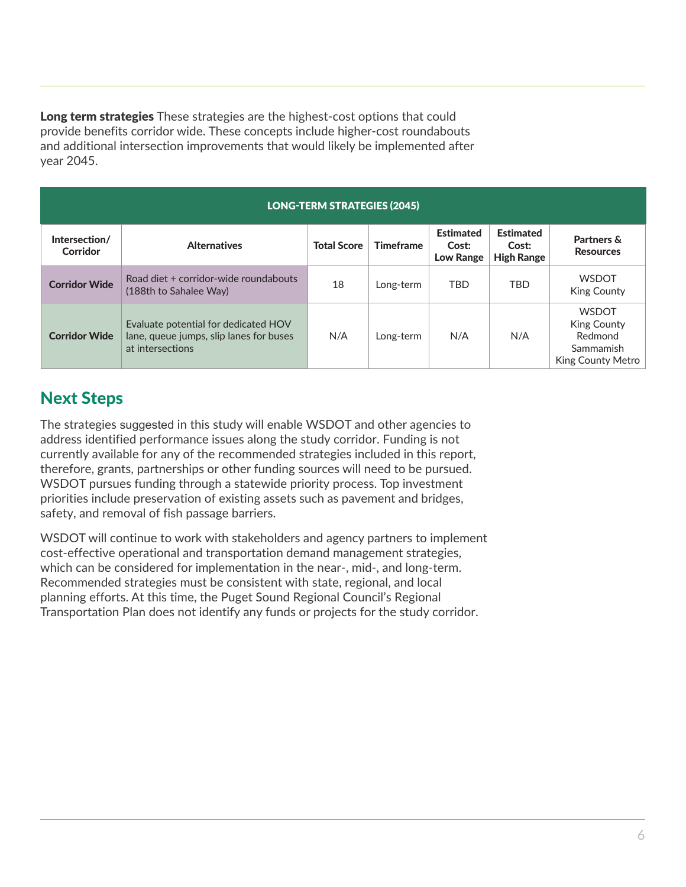**Long term strategies** These strategies are the highest-cost options that could provide benefits corridor wide. These concepts include higher-cost roundabouts and additional intersection improvements that would likely be implemented after year 2045.

| LONG-TERM STRATEGIES (2045) | | | | | | |
|---|---|---|---|---|---|---|
| **Intersection/ Corridor** | **Alternatives** | **Total Score** | **Timeframe** | **Estimated Cost: Low Range** | **Estimated Cost: High Range** | **Partners & Resources** |
| **Corridor Wide** | Road diet + corridor-wide roundabouts (188th to Sahalee Way) | 18 | Long-term | TBD | TBD | WSDOT<br>King County |
| **Corridor Wide** | Evaluate potential for dedicated HOV lane, queue jumps, slip lanes for buses at intersections | N/A | Long-term | N/A | N/A | WSDOT<br>King County<br>Redmond<br>Sammamish<br>King County Metro |

## Next Steps

The strategies suggested in this study will enable WSDOT and other agencies to address identified performance issues along the study corridor. Funding is not currently available for any of the recommended strategies included in this report, therefore, grants, partnerships or other funding sources will need to be pursued. WSDOT pursues funding through a statewide priority process. Top investment priorities include preservation of existing assets such as pavement and bridges, safety, and removal of fish passage barriers.

WSDOT will continue to work with stakeholders and agency partners to implement cost-effective operational and transportation demand management strategies, which can be considered for implementation in the near-, mid-, and long-term. Recommended strategies must be consistent with state, regional, and local planning efforts. At this time, the Puget Sound Regional Council's Regional Transportation Plan does not identify any funds or projects for the study corridor.